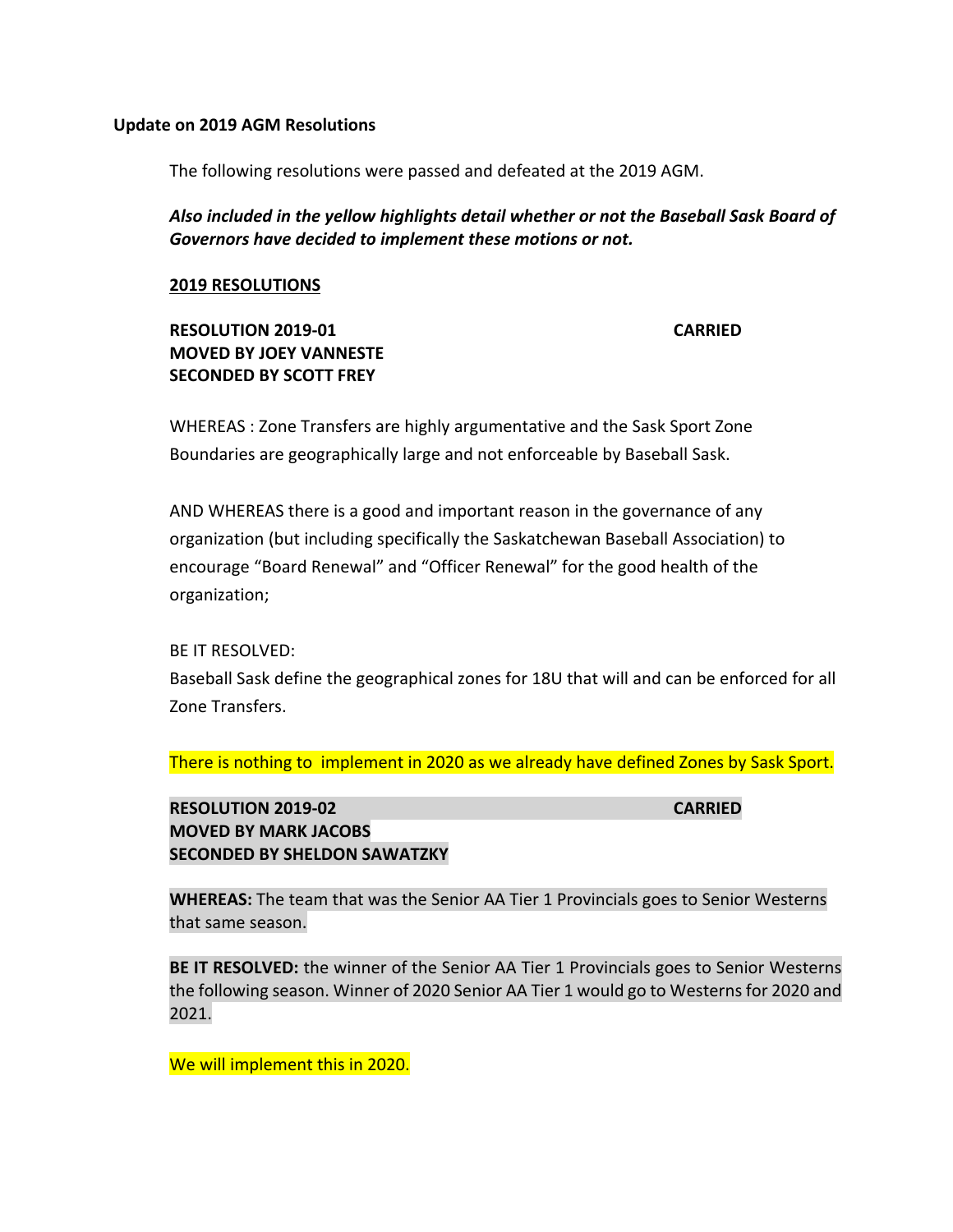**Update on 2019 AGM Resolutions**

The following resolutions were passed and defeated at the 2019 AGM.

***Also included in the yellow highlights detail whether or not the Baseball Sask Board of Governors have decided to implement these motions or not.***

**2019 RESOLUTIONS**

**RESOLUTION 2019-01 CARRIED**
**MOVED BY JOEY VANNESTE**
**SECONDED BY SCOTT FREY**

WHEREAS : Zone Transfers are highly argumentative and the Sask Sport Zone Boundaries are geographically large and not enforceable by Baseball Sask.

AND WHEREAS there is a good and important reason in the governance of any organization (but including specifically the Saskatchewan Baseball Association) to encourage "Board Renewal" and "Officer Renewal" for the good health of the organization;

BE IT RESOLVED:
Baseball Sask define the geographical zones for 18U that will and can be enforced for all Zone Transfers.

There is nothing to implement in 2020 as we already have defined Zones by Sask Sport.

**RESOLUTION 2019-02 CARRIED**
**MOVED BY MARK JACOBS**
**SECONDED BY SHELDON SAWATZKY**

**WHEREAS:** The team that was the Senior AA Tier 1 Provincials goes to Senior Westerns that same season.

**BE IT RESOLVED:** the winner of the Senior AA Tier 1 Provincials goes to Senior Westerns the following season. Winner of 2020 Senior AA Tier 1 would go to Westerns for 2020 and 2021.

We will implement this in 2020.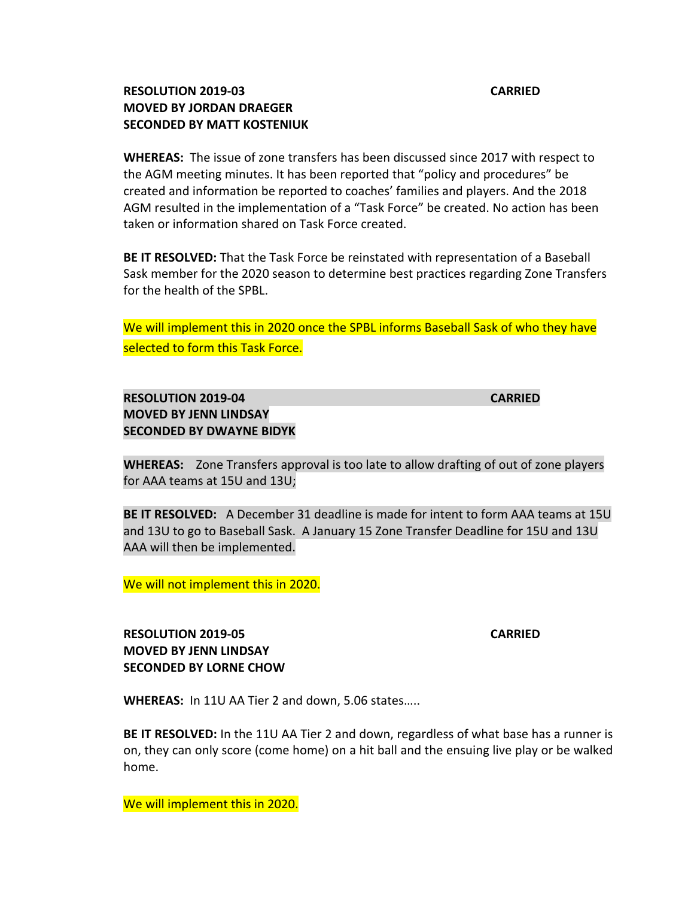**RESOLUTION 2019-03** **CARRIED**
**MOVED BY JORDAN DRAEGER**
**SECONDED BY MATT KOSTENIUK**

**WHEREAS:** The issue of zone transfers has been discussed since 2017 with respect to the AGM meeting minutes. It has been reported that "policy and procedures" be created and information be reported to coaches' families and players. And the 2018 AGM resulted in the implementation of a "Task Force" be created. No action has been taken or information shared on Task Force created.

**BE IT RESOLVED:** That the Task Force be reinstated with representation of a Baseball Sask member for the 2020 season to determine best practices regarding Zone Transfers for the health of the SPBL.

We will implement this in 2020 once the SPBL informs Baseball Sask of who they have selected to form this Task Force.

**RESOLUTION 2019-04** **CARRIED**
**MOVED BY JENN LINDSAY**
**SECONDED BY DWAYNE BIDYK**

**WHEREAS:** Zone Transfers approval is too late to allow drafting of out of zone players for AAA teams at 15U and 13U;

**BE IT RESOLVED:** A December 31 deadline is made for intent to form AAA teams at 15U and 13U to go to Baseball Sask. A January 15 Zone Transfer Deadline for 15U and 13U AAA will then be implemented.

We will not implement this in 2020.

**RESOLUTION 2019-05** **CARRIED**
**MOVED BY JENN LINDSAY**
**SECONDED BY LORNE CHOW**

**WHEREAS:** In 11U AA Tier 2 and down, 5.06 states…..

**BE IT RESOLVED:** In the 11U AA Tier 2 and down, regardless of what base has a runner is on, they can only score (come home) on a hit ball and the ensuing live play or be walked home.

We will implement this in 2020.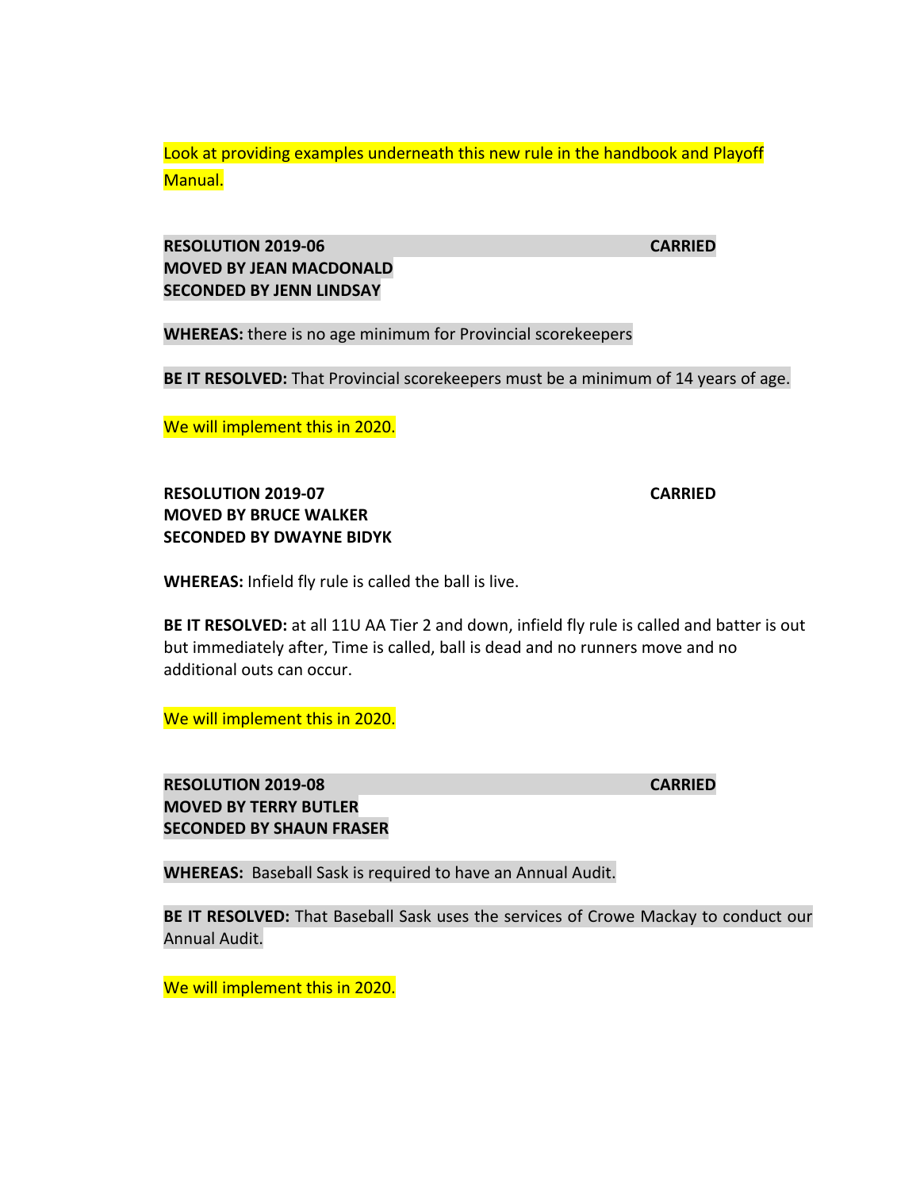Look at providing examples underneath this new rule in the handbook and Playoff Manual.

**RESOLUTION 2019-06** **CARRIED**
**MOVED BY JEAN MACDONALD**
**SECONDED BY JENN LINDSAY**

**WHEREAS:** there is no age minimum for Provincial scorekeepers

**BE IT RESOLVED:** That Provincial scorekeepers must be a minimum of 14 years of age.

We will implement this in 2020.

**RESOLUTION 2019-07** **CARRIED**
**MOVED BY BRUCE WALKER**
**SECONDED BY DWAYNE BIDYK**

**WHEREAS:** Infield fly rule is called the ball is live.

**BE IT RESOLVED:** at all 11U AA Tier 2 and down, infield fly rule is called and batter is out but immediately after, Time is called, ball is dead and no runners move and no additional outs can occur.

We will implement this in 2020.

**RESOLUTION 2019-08** **CARRIED**
**MOVED BY TERRY BUTLER**
**SECONDED BY SHAUN FRASER**

**WHEREAS:** Baseball Sask is required to have an Annual Audit.

**BE IT RESOLVED:** That Baseball Sask uses the services of Crowe Mackay to conduct our Annual Audit.

We will implement this in 2020.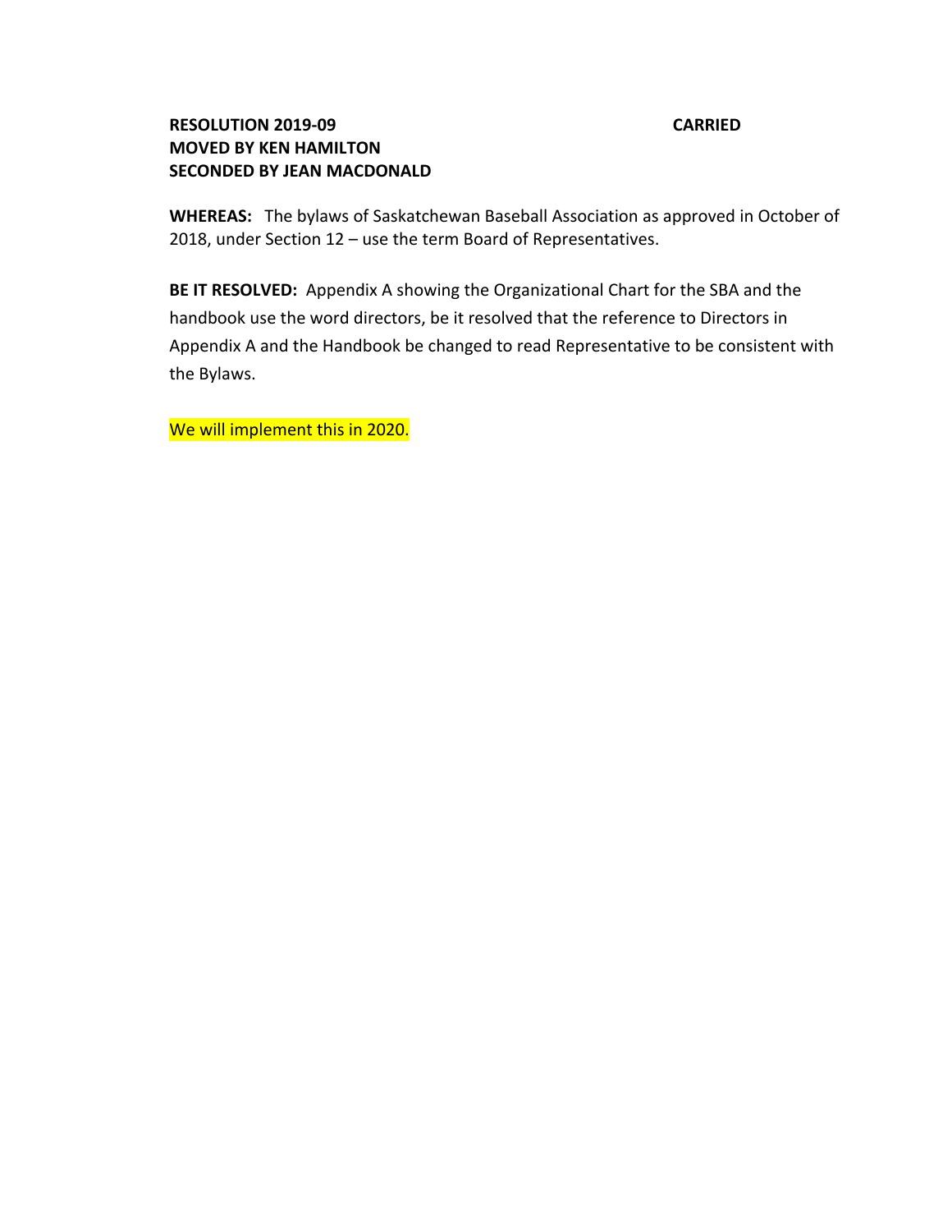**RESOLUTION 2019-09** **CARRIED**
**MOVED BY KEN HAMILTON**
**SECONDED BY JEAN MACDONALD**

**WHEREAS:** The bylaws of Saskatchewan Baseball Association as approved in October of 2018, under Section 12 – use the term Board of Representatives.

**BE IT RESOLVED:** Appendix A showing the Organizational Chart for the SBA and the handbook use the word directors, be it resolved that the reference to Directors in Appendix A and the Handbook be changed to read Representative to be consistent with the Bylaws.

We will implement this in 2020.